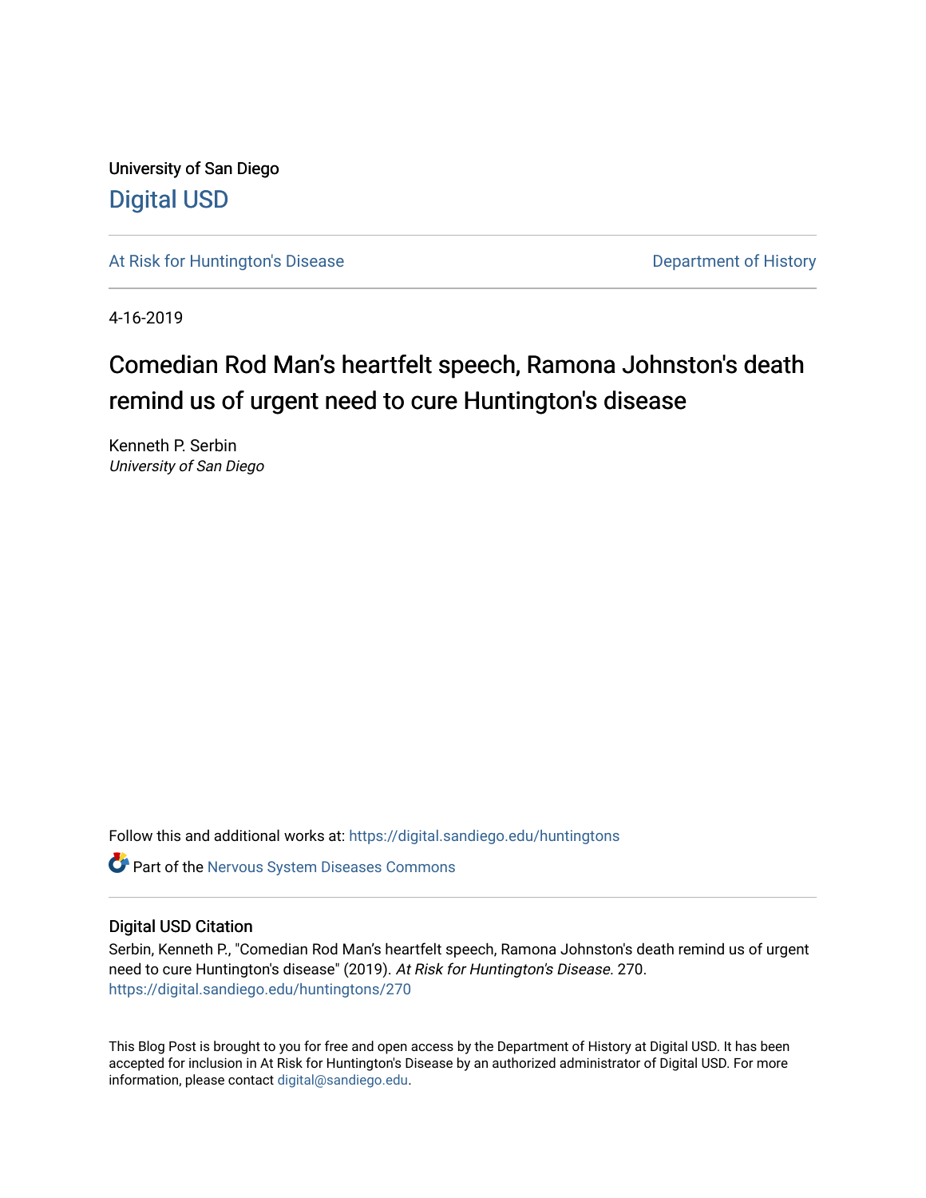University of San Diego

[Digital USD](https://digital.sandiego.edu/)

At Risk for Huntington's Disease | Department of History

4-16-2019

# Comedian Rod Man's heartfelt speech, Ramona Johnston's death remind us of urgent need to cure Huntington's disease

Kenneth P. Serbin
*University of San Diego*

Follow this and additional works at: https://digital.sandiego.edu/huntingtons

Part of the Nervous System Diseases Commons

## Digital USD Citation

Serbin, Kenneth P., "Comedian Rod Man's heartfelt speech, Ramona Johnston's death remind us of urgent need to cure Huntington's disease" (2019). *At Risk for Huntington's Disease*. 270.
https://digital.sandiego.edu/huntingtons/270

This Blog Post is brought to you for free and open access by the Department of History at Digital USD. It has been accepted for inclusion in At Risk for Huntington's Disease by an authorized administrator of Digital USD. For more information, please contact digital@sandiego.edu.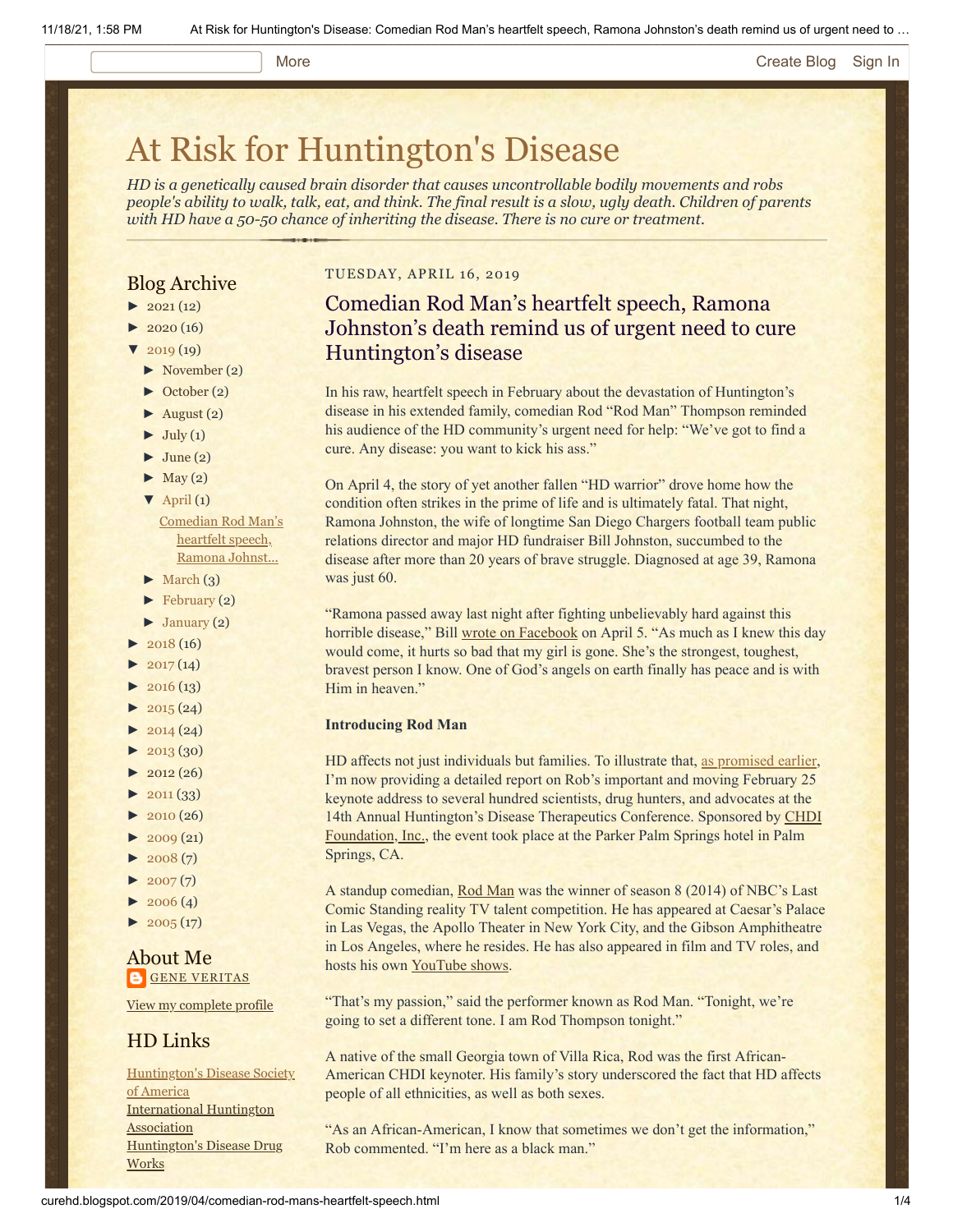# At Risk for Huntington's Disease

*HD is a genetically caused brain disorder that causes uncontrollable bodily movements and robs people's ability to walk, talk, eat, and think. The final result is a slow, ugly death. Children of parents with HD have a 50-50 chance of inheriting the disease. There is no cure or treatment.*

## Blog Archive

- ► 2021 (12)
- ► 2020 (16)
- ▼ 2019 (19)
  - ► November (2)
  - ► October (2)
  - ► August (2)
  - ► July (1)
  - ► June (2)
  - ► May (2)
  - ▼ April (1)
    - Comedian Rod Man's heartfelt speech, Ramona Johnst...
  - ► March (3)
  - ► February (2)
  - ► January (2)
- ► 2018 (16)
- ► 2017 (14)
- ► 2016 (13)
- ► 2015 (24)
- ► 2014 (24)
- ► 2013 (30)
- ► 2012 (26)
- ► 2011 (33)
- ► 2010 (26)
- ► 2009 (21)
- ► 2008 (7)
- ► 2007 (7)
- ► 2006 (4)
- ► 2005 (17)

## About Me

GENE VERITAS

View my complete profile

## HD Links

Huntington's Disease Society of America
International Huntington Association
Huntington's Disease Drug Works

TUESDAY, APRIL 16, 2019

## Comedian Rod Man's heartfelt speech, Ramona Johnston's death remind us of urgent need to cure Huntington's disease

In his raw, heartfelt speech in February about the devastation of Huntington's disease in his extended family, comedian Rod "Rod Man" Thompson reminded his audience of the HD community's urgent need for help: "We've got to find a cure. Any disease: you want to kick his ass."

On April 4, the story of yet another fallen "HD warrior" drove home how the condition often strikes in the prime of life and is ultimately fatal. That night, Ramona Johnston, the wife of longtime San Diego Chargers football team public relations director and major HD fundraiser Bill Johnston, succumbed to the disease after more than 20 years of brave struggle. Diagnosed at age 39, Ramona was just 60.

"Ramona passed away last night after fighting unbelievably hard against this horrible disease," Bill wrote on Facebook on April 5. "As much as I knew this day would come, it hurts so bad that my girl is gone. She's the strongest, toughest, bravest person I know. One of God's angels on earth finally has peace and is with Him in heaven."

**Introducing Rod Man**

HD affects not just individuals but families. To illustrate that, as promised earlier, I'm now providing a detailed report on Rob's important and moving February 25 keynote address to several hundred scientists, drug hunters, and advocates at the 14th Annual Huntington's Disease Therapeutics Conference. Sponsored by CHDI Foundation, Inc., the event took place at the Parker Palm Springs hotel in Palm Springs, CA.

A standup comedian, Rod Man was the winner of season 8 (2014) of NBC's Last Comic Standing reality TV talent competition. He has appeared at Caesar's Palace in Las Vegas, the Apollo Theater in New York City, and the Gibson Amphitheatre in Los Angeles, where he resides. He has also appeared in film and TV roles, and hosts his own YouTube shows.

"That's my passion," said the performer known as Rod Man. "Tonight, we're going to set a different tone. I am Rod Thompson tonight."

A native of the small Georgia town of Villa Rica, Rod was the first African-American CHDI keynoter. His family's story underscored the fact that HD affects people of all ethnicities, as well as both sexes.

"As an African-American, I know that sometimes we don't get the information," Rob commented. "I'm here as a black man."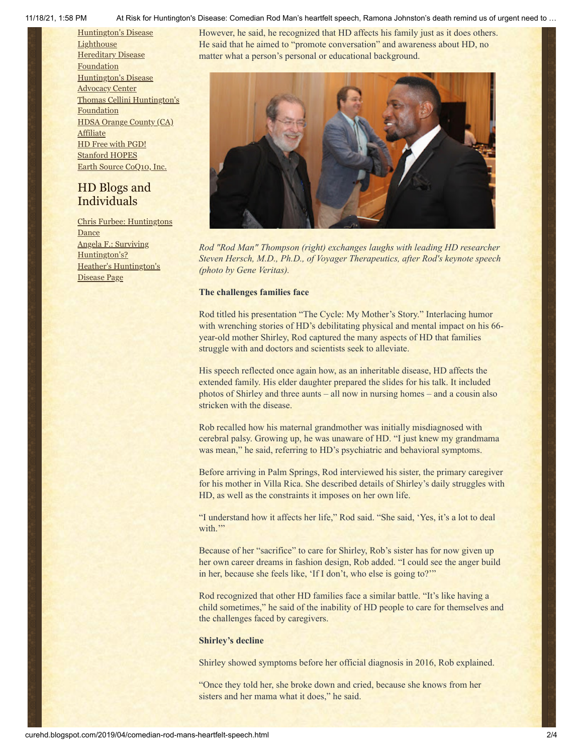[Huntington's Disease Lighthouse](#)
[Hereditary Disease Foundation](#)
[Huntington's Disease Advocacy Center](#)
[Thomas Cellini Huntington's Foundation](#)
[HDSA Orange County (CA) Affiliate](#)
[HD Free with PGD!](#)
[Stanford HOPES](#)
[Earth Source CoQ10, Inc.](#)

## HD Blogs and Individuals

[Chris Furbee: Huntingtons Dance](#)
[Angela F.: Surviving Huntington's?](#)
[Heather's Huntington's Disease Page](#)

However, he said, he recognized that HD affects his family just as it does others. He said that he aimed to "promote conversation" and awareness about HD, no matter what a person's personal or educational background.

*Rod "Rod Man" Thompson (right) exchanges laughs with leading HD researcher Steven Hersch, M.D., Ph.D., of Voyager Therapeutics, after Rod's keynote speech (photo by Gene Veritas).*

**The challenges families face**

Rod titled his presentation "The Cycle: My Mother's Story." Interlacing humor with wrenching stories of HD's debilitating physical and mental impact on his 66-year-old mother Shirley, Rod captured the many aspects of HD that families struggle with and doctors and scientists seek to alleviate.

His speech reflected once again how, as an inheritable disease, HD affects the extended family. His elder daughter prepared the slides for his talk. It included photos of Shirley and three aunts – all now in nursing homes – and a cousin also stricken with the disease.

Rob recalled how his maternal grandmother was initially misdiagnosed with cerebral palsy. Growing up, he was unaware of HD. "I just knew my grandmama was mean," he said, referring to HD's psychiatric and behavioral symptoms.

Before arriving in Palm Springs, Rod interviewed his sister, the primary caregiver for his mother in Villa Rica. She described details of Shirley's daily struggles with HD, as well as the constraints it imposes on her own life.

"I understand how it affects her life," Rod said. "She said, 'Yes, it's a lot to deal with.'"

Because of her "sacrifice" to care for Shirley, Rob's sister has for now given up her own career dreams in fashion design, Rob added. "I could see the anger build in her, because she feels like, 'If I don't, who else is going to?'"

Rod recognized that other HD families face a similar battle. "It's like having a child sometimes," he said of the inability of HD people to care for themselves and the challenges faced by caregivers.

**Shirley's decline**

Shirley showed symptoms before her official diagnosis in 2016, Rob explained.

"Once they told her, she broke down and cried, because she knows from her sisters and her mama what it does," he said.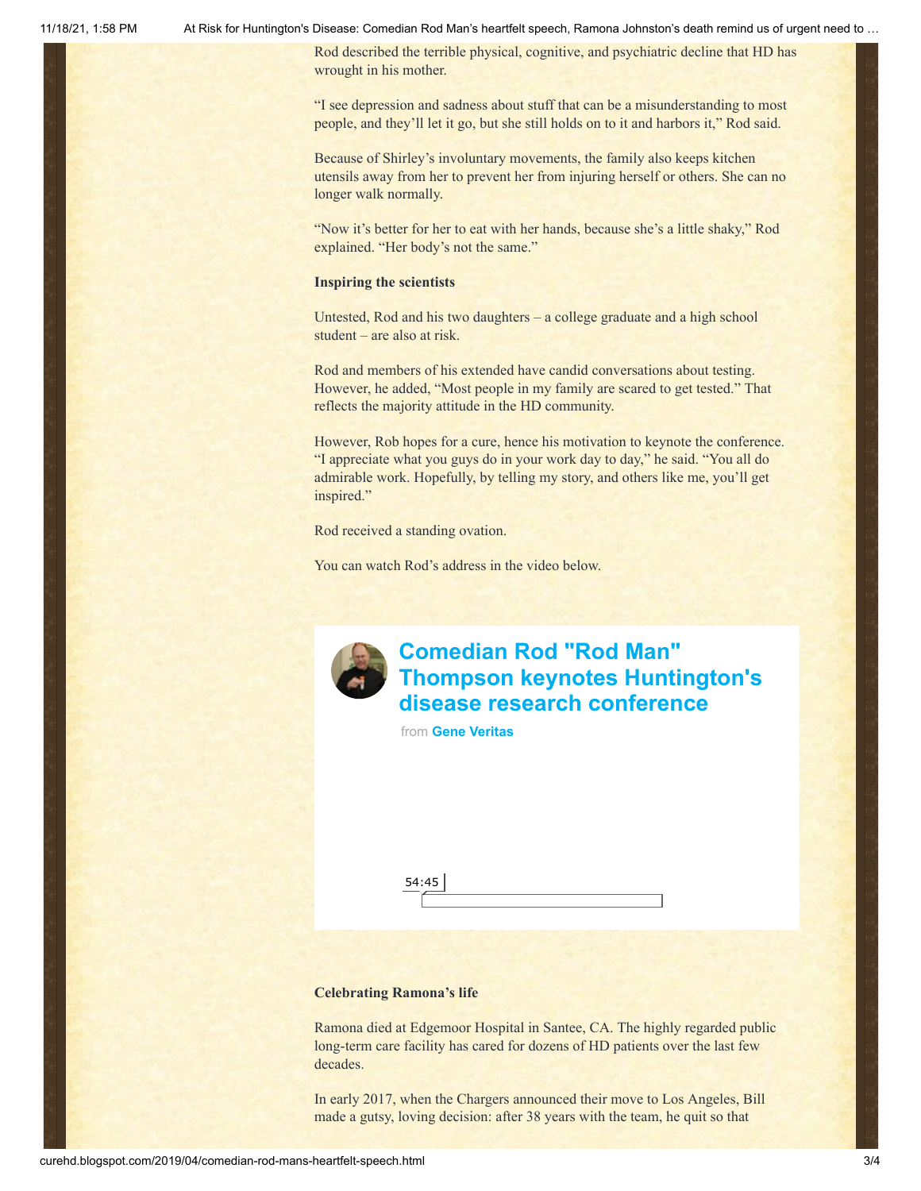Rod described the terrible physical, cognitive, and psychiatric decline that HD has wrought in his mother.

"I see depression and sadness about stuff that can be a misunderstanding to most people, and they'll let it go, but she still holds on to it and harbors it," Rod said.

Because of Shirley's involuntary movements, the family also keeps kitchen utensils away from her to prevent her from injuring herself or others. She can no longer walk normally.

"Now it's better for her to eat with her hands, because she's a little shaky," Rod explained. "Her body's not the same."

**Inspiring the scientists**

Untested, Rod and his two daughters – a college graduate and a high school student – are also at risk.

Rod and members of his extended have candid conversations about testing. However, he added, "Most people in my family are scared to get tested." That reflects the majority attitude in the HD community.

However, Rob hopes for a cure, hence his motivation to keynote the conference. "I appreciate what you guys do in your work day to day," he said. "You all do admirable work. Hopefully, by telling my story, and others like me, you'll get inspired."

Rod received a standing ovation.

You can watch Rod's address in the video below.

**Comedian Rod "Rod Man" Thompson keynotes Huntington's disease research conference**

from **Gene Veritas**

54:45

**Celebrating Ramona's life**

Ramona died at Edgemoor Hospital in Santee, CA. The highly regarded public long-term care facility has cared for dozens of HD patients over the last few decades.

In early 2017, when the Chargers announced their move to Los Angeles, Bill made a gutsy, loving decision: after 38 years with the team, he quit so that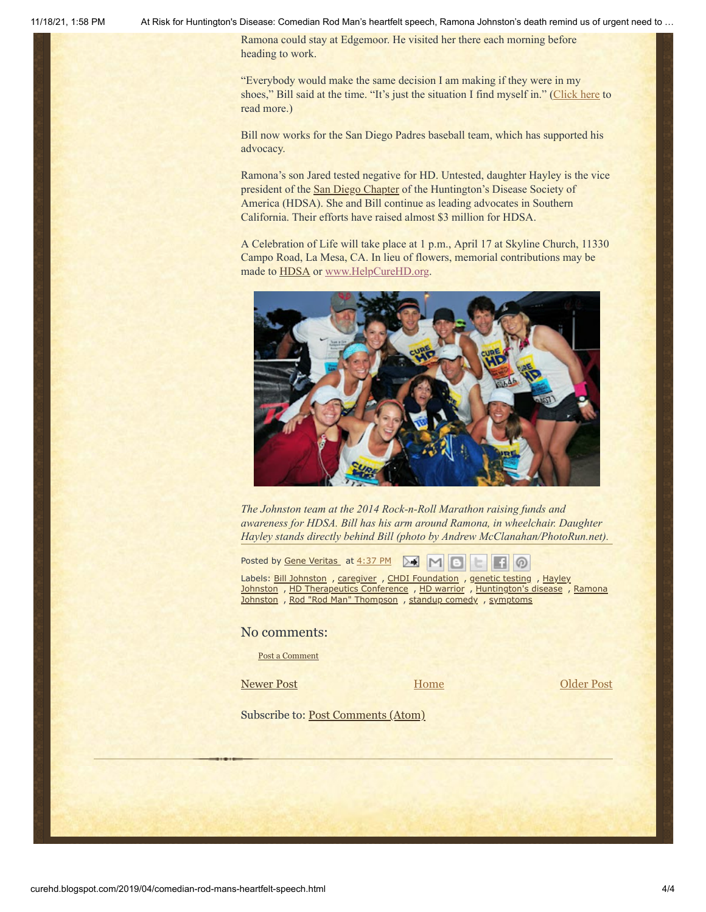Ramona could stay at Edgemoor. He visited her there each morning before heading to work.

"Everybody would make the same decision I am making if they were in my shoes," Bill said at the time. "It's just the situation I find myself in." (Click here to read more.)

Bill now works for the San Diego Padres baseball team, which has supported his advocacy.

Ramona's son Jared tested negative for HD. Untested, daughter Hayley is the vice president of the San Diego Chapter of the Huntington's Disease Society of America (HDSA). She and Bill continue as leading advocates in Southern California. Their efforts have raised almost $3 million for HDSA.

A Celebration of Life will take place at 1 p.m., April 17 at Skyline Church, 11330 Campo Road, La Mesa, CA. In lieu of flowers, memorial contributions may be made to HDSA or www.HelpCureHD.org.

*The Johnston team at the 2014 Rock-n-Roll Marathon raising funds and awareness for HDSA. Bill has his arm around Ramona, in wheelchair. Daughter Hayley stands directly behind Bill (photo by Andrew McClanahan/PhotoRun.net).*

Posted by Gene Veritas at 4:37 PM

Labels: Bill Johnston , caregiver , CHDI Foundation , genetic testing , Hayley Johnston , HD Therapeutics Conference , HD warrior , Huntington's disease , Ramona Johnston , Rod "Rod Man" Thompson , standup comedy , symptoms

## No comments:

Post a Comment

Newer Post | Home | Older Post

Subscribe to: Post Comments (Atom)